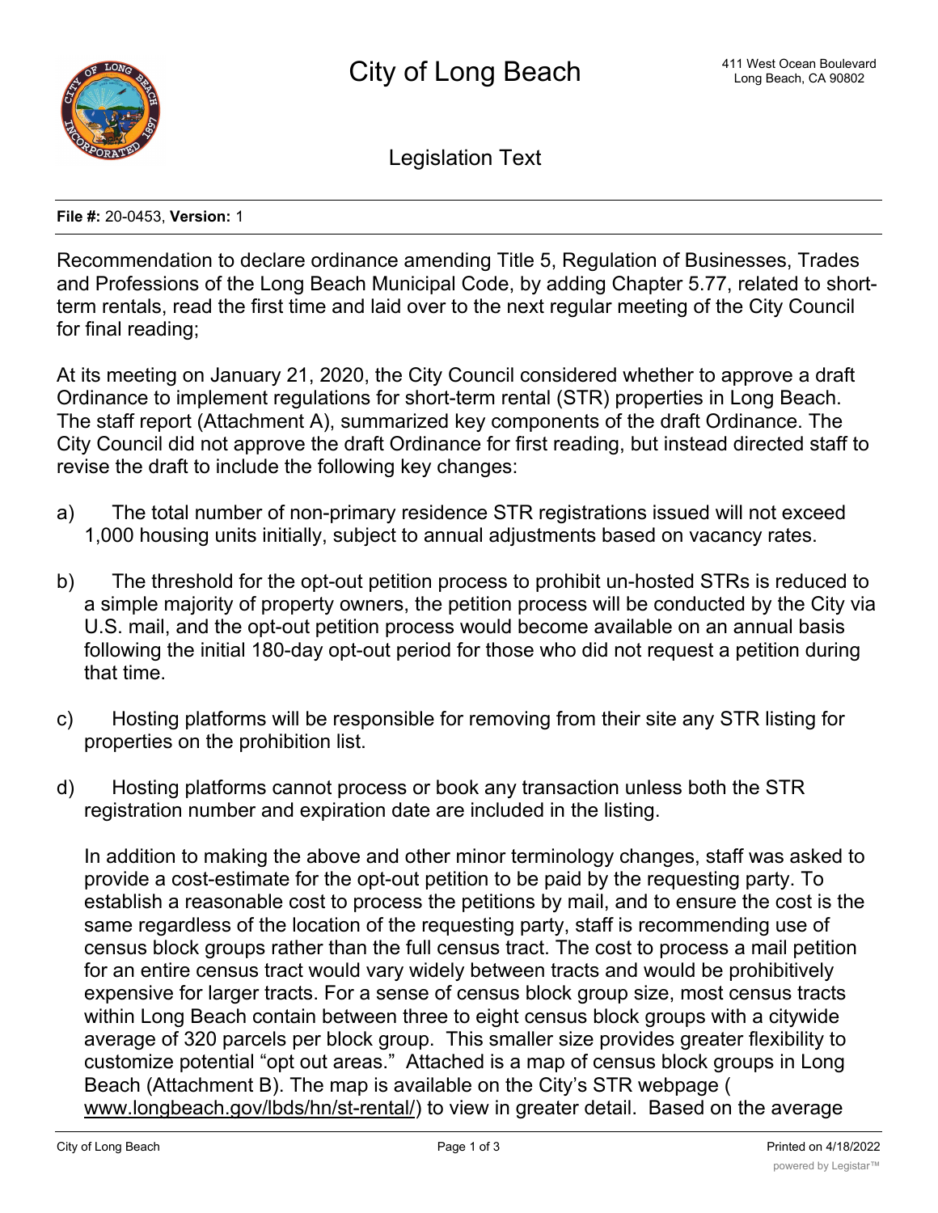# City of Long Beach

411 West Ocean Boulevard
Long Beach, CA 90802

## Legislation Text

**File #:** 20-0453, **Version:** 1

Recommendation to declare ordinance amending Title 5, Regulation of Businesses, Trades and Professions of the Long Beach Municipal Code, by adding Chapter 5.77, related to short-term rentals, read the first time and laid over to the next regular meeting of the City Council for final reading;

At its meeting on January 21, 2020, the City Council considered whether to approve a draft Ordinance to implement regulations for short-term rental (STR) properties in Long Beach. The staff report (Attachment A), summarized key components of the draft Ordinance. The City Council did not approve the draft Ordinance for first reading, but instead directed staff to revise the draft to include the following key changes:

a) The total number of non-primary residence STR registrations issued will not exceed 1,000 housing units initially, subject to annual adjustments based on vacancy rates.

b) The threshold for the opt-out petition process to prohibit un-hosted STRs is reduced to a simple majority of property owners, the petition process will be conducted by the City via U.S. mail, and the opt-out petition process would become available on an annual basis following the initial 180-day opt-out period for those who did not request a petition during that time.

c) Hosting platforms will be responsible for removing from their site any STR listing for properties on the prohibition list.

d) Hosting platforms cannot process or book any transaction unless both the STR registration number and expiration date are included in the listing.

In addition to making the above and other minor terminology changes, staff was asked to provide a cost-estimate for the opt-out petition to be paid by the requesting party. To establish a reasonable cost to process the petitions by mail, and to ensure the cost is the same regardless of the location of the requesting party, staff is recommending use of census block groups rather than the full census tract. The cost to process a mail petition for an entire census tract would vary widely between tracts and would be prohibitively expensive for larger tracts. For a sense of census block group size, most census tracts within Long Beach contain between three to eight census block groups with a citywide average of 320 parcels per block group. This smaller size provides greater flexibility to customize potential "opt out areas." Attached is a map of census block groups in Long Beach (Attachment B). The map is available on the City's STR webpage ( www.longbeach.gov/lbds/hn/st-rental/) to view in greater detail. Based on the average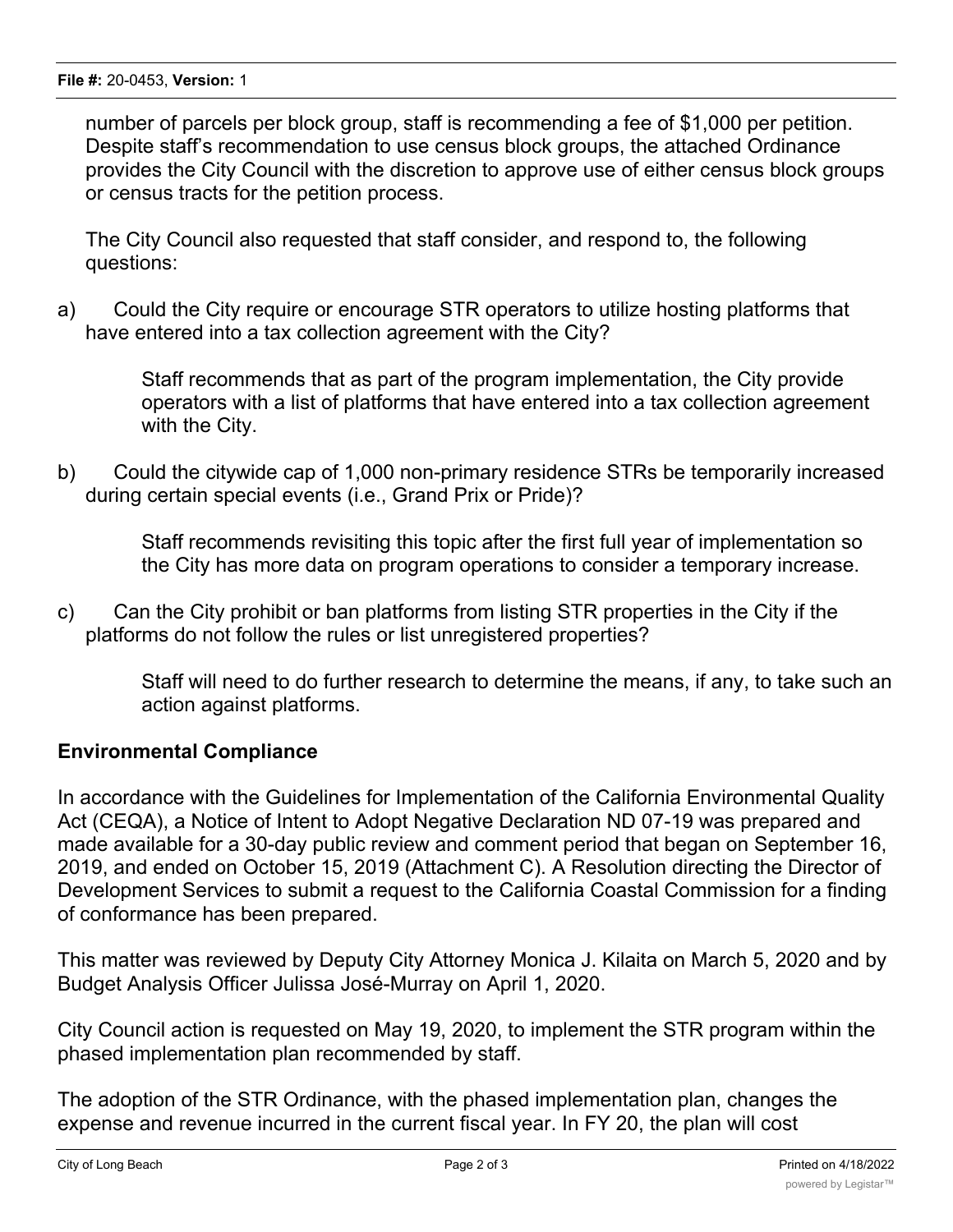number of parcels per block group, staff is recommending a fee of $1,000 per petition. Despite staff's recommendation to use census block groups, the attached Ordinance provides the City Council with the discretion to approve use of either census block groups or census tracts for the petition process.

The City Council also requested that staff consider, and respond to, the following questions:

a) Could the City require or encourage STR operators to utilize hosting platforms that have entered into a tax collection agreement with the City?

   Staff recommends that as part of the program implementation, the City provide operators with a list of platforms that have entered into a tax collection agreement with the City.

b) Could the citywide cap of 1,000 non-primary residence STRs be temporarily increased during certain special events (i.e., Grand Prix or Pride)?

   Staff recommends revisiting this topic after the first full year of implementation so the City has more data on program operations to consider a temporary increase.

c) Can the City prohibit or ban platforms from listing STR properties in the City if the platforms do not follow the rules or list unregistered properties?

   Staff will need to do further research to determine the means, if any, to take such an action against platforms.

## Environmental Compliance

In accordance with the Guidelines for Implementation of the California Environmental Quality Act (CEQA), a Notice of Intent to Adopt Negative Declaration ND 07-19 was prepared and made available for a 30-day public review and comment period that began on September 16, 2019, and ended on October 15, 2019 (Attachment C). A Resolution directing the Director of Development Services to submit a request to the California Coastal Commission for a finding of conformance has been prepared.

This matter was reviewed by Deputy City Attorney Monica J. Kilaita on March 5, 2020 and by Budget Analysis Officer Julissa José-Murray on April 1, 2020.

City Council action is requested on May 19, 2020, to implement the STR program within the phased implementation plan recommended by staff.

The adoption of the STR Ordinance, with the phased implementation plan, changes the expense and revenue incurred in the current fiscal year. In FY 20, the plan will cost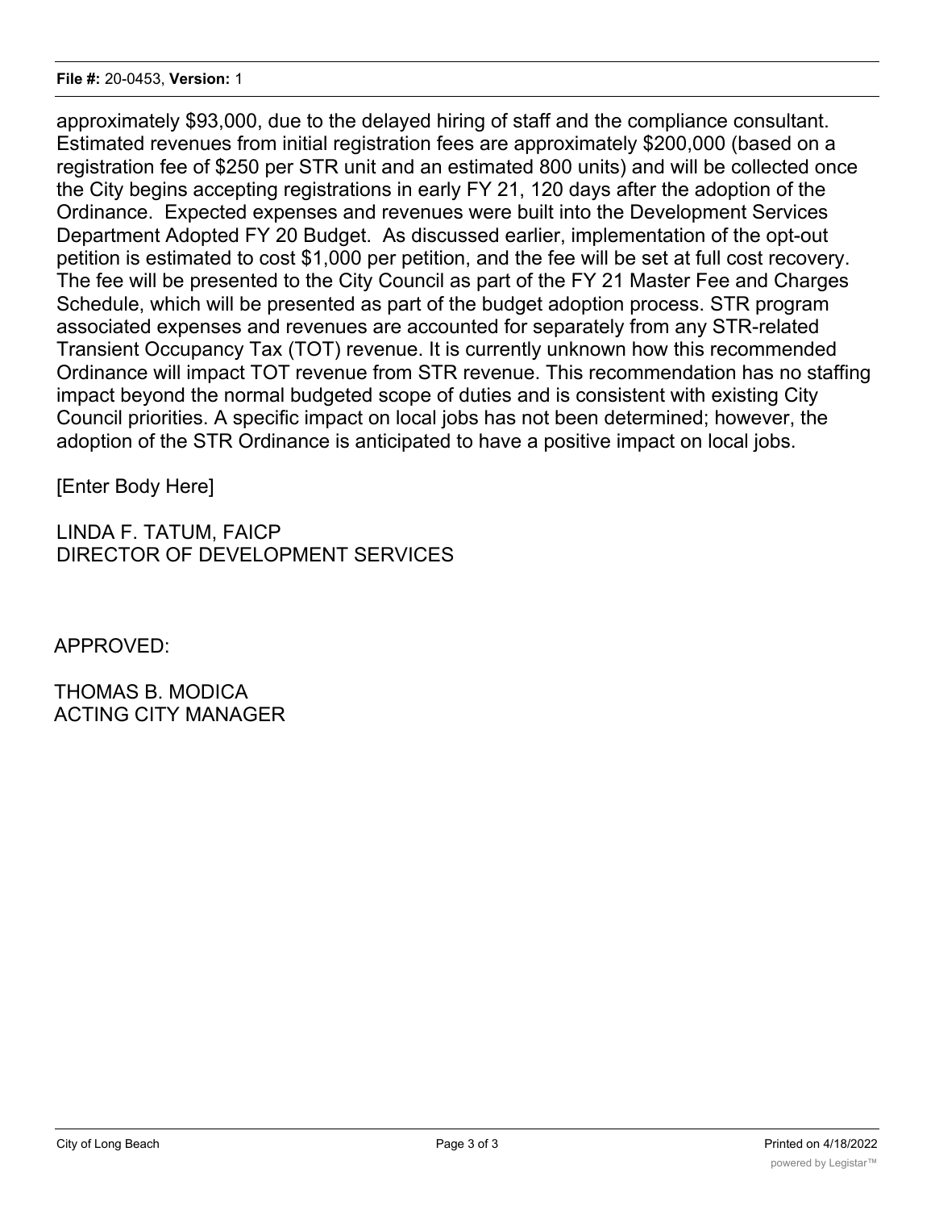approximately $93,000, due to the delayed hiring of staff and the compliance consultant. Estimated revenues from initial registration fees are approximately $200,000 (based on a registration fee of $250 per STR unit and an estimated 800 units) and will be collected once the City begins accepting registrations in early FY 21, 120 days after the adoption of the Ordinance. Expected expenses and revenues were built into the Development Services Department Adopted FY 20 Budget. As discussed earlier, implementation of the opt-out petition is estimated to cost $1,000 per petition, and the fee will be set at full cost recovery. The fee will be presented to the City Council as part of the FY 21 Master Fee and Charges Schedule, which will be presented as part of the budget adoption process. STR program associated expenses and revenues are accounted for separately from any STR-related Transient Occupancy Tax (TOT) revenue. It is currently unknown how this recommended Ordinance will impact TOT revenue from STR revenue. This recommendation has no staffing impact beyond the normal budgeted scope of duties and is consistent with existing City Council priorities. A specific impact on local jobs has not been determined; however, the adoption of the STR Ordinance is anticipated to have a positive impact on local jobs.

[Enter Body Here]

LINDA F. TATUM, FAICP
DIRECTOR OF DEVELOPMENT SERVICES

APPROVED:

THOMAS B. MODICA
ACTING CITY MANAGER